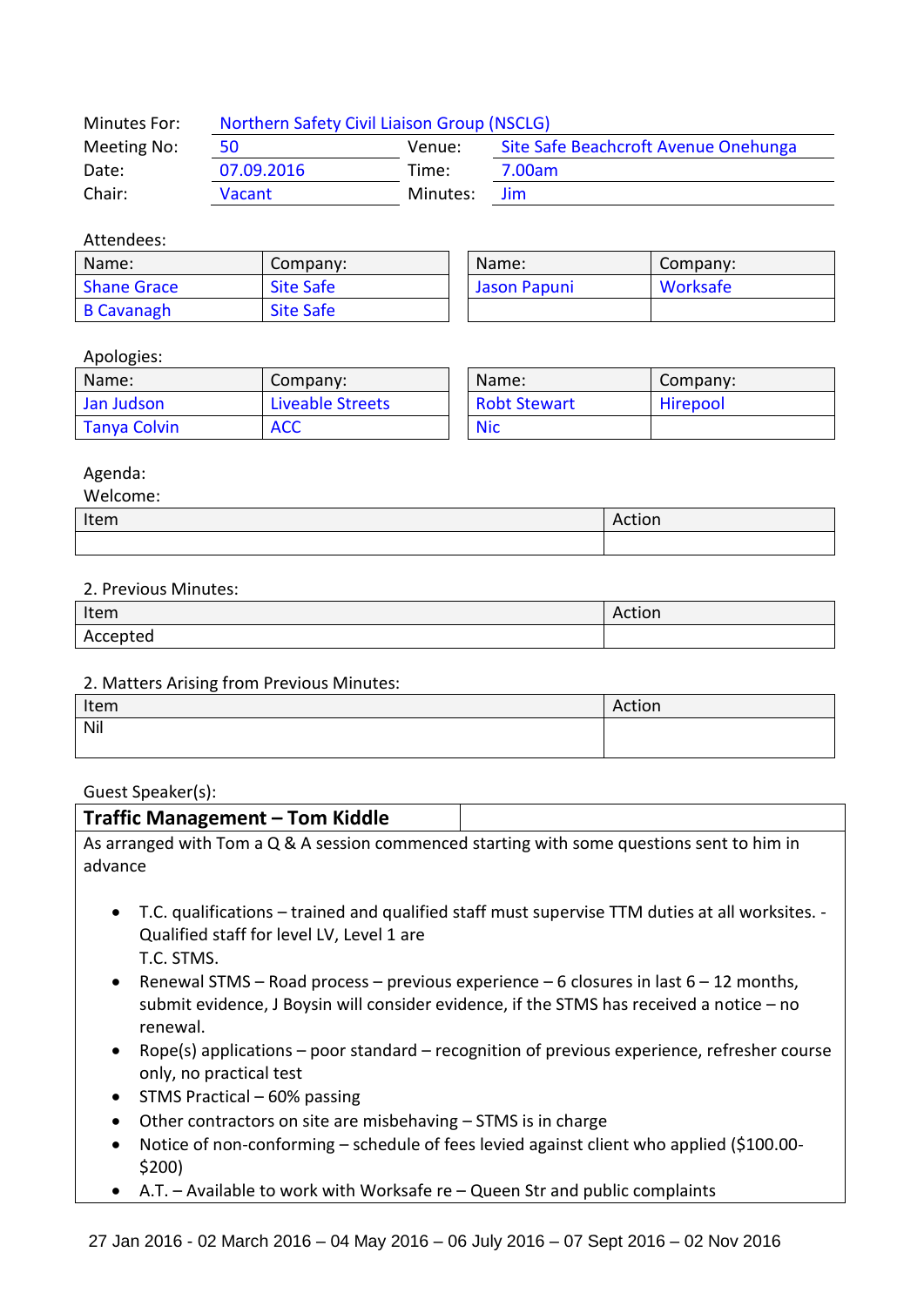| Minutes For: | Northern Safety Civil Liaison Group (NSCLG) | | |
|---|---|---|---|
| Meeting No: | 50 | Venue: | Site Safe Beachcroft Avenue Onehunga |
| Date: | 07.09.2016 | Time: | 7.00am |
| Chair: | Vacant | Minutes: | Jim |

Attendees:

| Name: | Company: | Name: | Company: |
|---|---|---|---|
| Shane Grace | Site Safe | Jason Papuni | Worksafe |
| B Cavanagh | Site Safe | | |

Apologies:

| Name: | Company: | Name: | Company: |
|---|---|---|---|
| Jan Judson | Liveable Streets | Robt Stewart | Hirepool |
| Tanya Colvin | ACC | Nic | |

Agenda:

Welcome:

| Item | Action |
|---|---|
| | |

2. Previous Minutes:

| Item | Action |
|---|---|
| Accepted | |

2. Matters Arising from Previous Minutes:

| Item | Action |
|---|---|
| Nil | |

Guest Speaker(s):

**Traffic Management – Tom Kiddle**

As arranged with Tom a Q & A session commenced starting with some questions sent to him in advance

- T.C. qualifications – trained and qualified staff must supervise TTM duties at all worksites. - Qualified staff for level LV, Level 1 are
  T.C. STMS.
- Renewal STMS – Road process – previous experience – 6 closures in last 6 – 12 months, submit evidence, J Boysin will consider evidence, if the STMS has received a notice – no renewal.
- Rope(s) applications – poor standard – recognition of previous experience, refresher course only, no practical test
- STMS Practical – 60% passing
- Other contractors on site are misbehaving – STMS is in charge
- Notice of non-conforming – schedule of fees levied against client who applied ($100.00-$200)
- A.T. – Available to work with Worksafe re – Queen Str and public complaints

27 Jan 2016 - 02 March 2016 – 04 May 2016 – 06 July 2016 – 07 Sept 2016 – 02 Nov 2016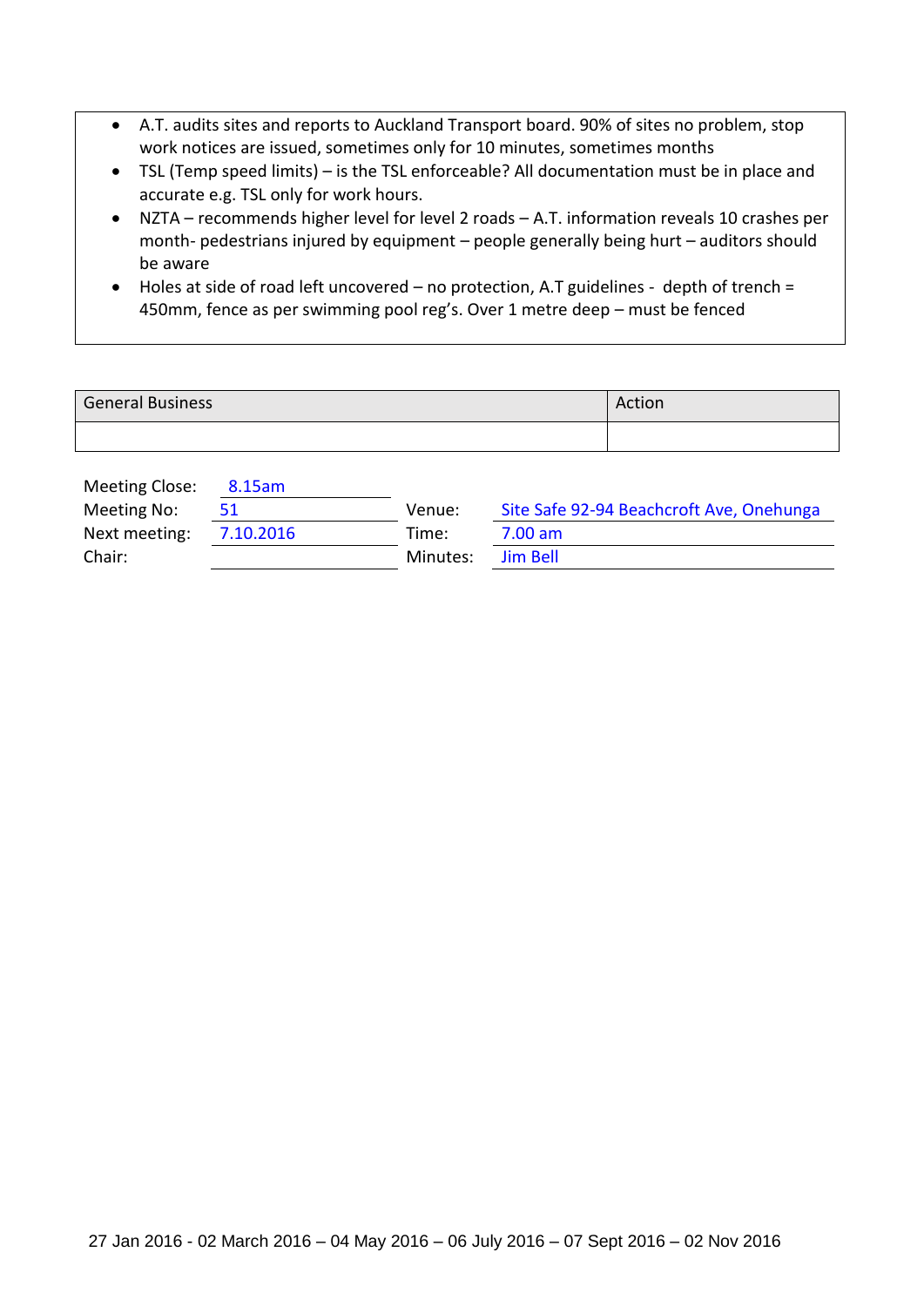- A.T. audits sites and reports to Auckland Transport board. 90% of sites no problem, stop work notices are issued, sometimes only for 10 minutes, sometimes months
- TSL (Temp speed limits) – is the TSL enforceable? All documentation must be in place and accurate e.g. TSL only for work hours.
- NZTA – recommends higher level for level 2 roads – A.T. information reveals 10 crashes per month- pedestrians injured by equipment – people generally being hurt – auditors should be aware
- Holes at side of road left uncovered – no protection, A.T guidelines - depth of trench = 450mm, fence as per swimming pool reg's. Over 1 metre deep – must be fenced

| General Business | Action |
|---|---|
| | |

| | | | |
|---|---|---|---|
| Meeting Close: | 8.15am | | |
| Meeting No: | 51 | Venue: | Site Safe 92-94 Beachcroft Ave, Onehunga |
| Next meeting: | 7.10.2016 | Time: | 7.00 am |
| Chair: | | Minutes: | Jim Bell |

27 Jan 2016 - 02 March 2016 – 04 May 2016 – 06 July 2016 – 07 Sept 2016 – 02 Nov 2016